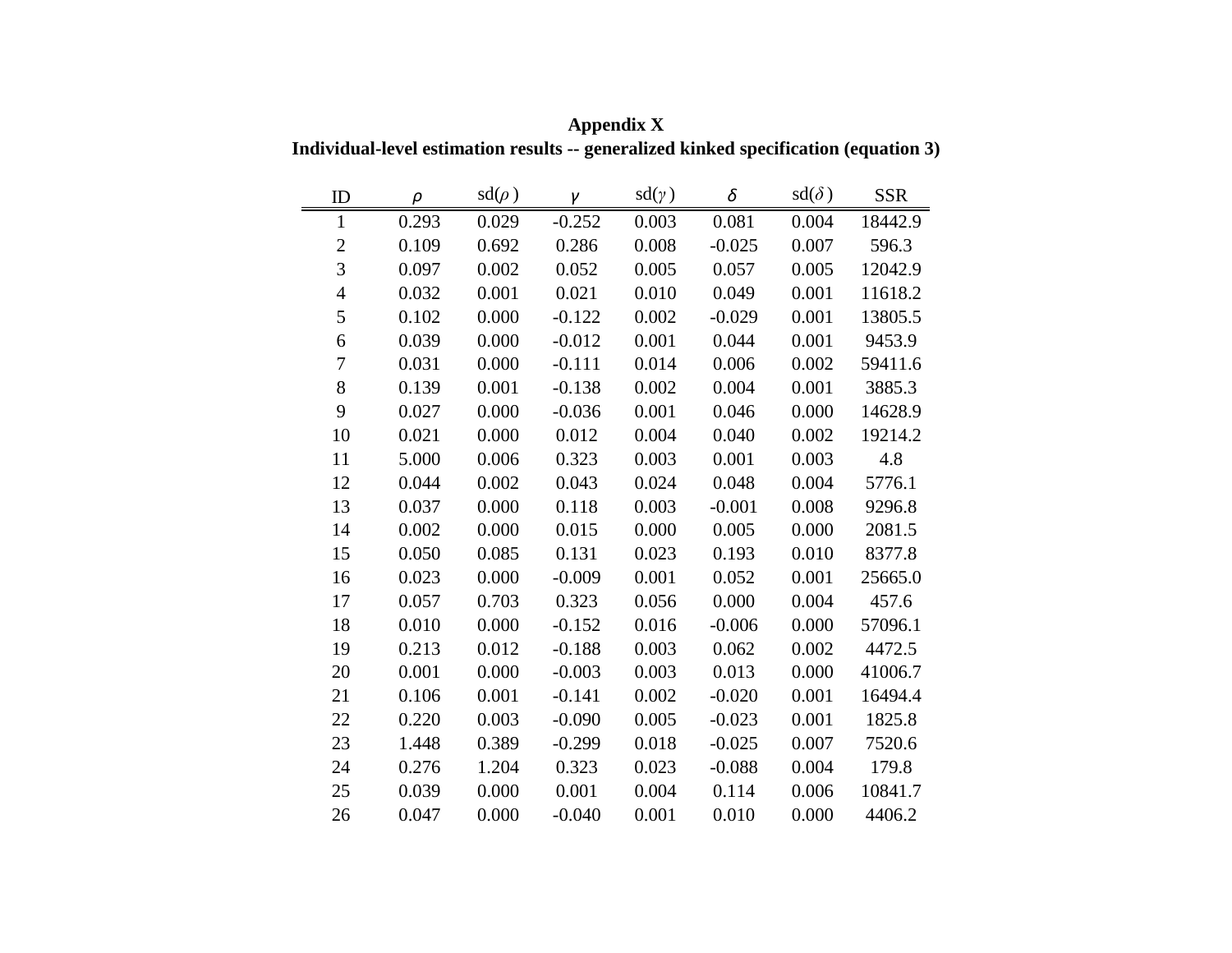**Appendix X**

**Individual-level estimation results -- generalized kinked specification (equation 3)**

| ID | $\rho$ | sd($\rho$) | $\gamma$ | sd($\gamma$) | $\delta$ | sd($\delta$) | SSR |
|---|---|---|---|---|---|---|---|
| 1 | 0.293 | 0.029 | -0.252 | 0.003 | 0.081 | 0.004 | 18442.9 |
| 2 | 0.109 | 0.692 | 0.286 | 0.008 | -0.025 | 0.007 | 596.3 |
| 3 | 0.097 | 0.002 | 0.052 | 0.005 | 0.057 | 0.005 | 12042.9 |
| 4 | 0.032 | 0.001 | 0.021 | 0.010 | 0.049 | 0.001 | 11618.2 |
| 5 | 0.102 | 0.000 | -0.122 | 0.002 | -0.029 | 0.001 | 13805.5 |
| 6 | 0.039 | 0.000 | -0.012 | 0.001 | 0.044 | 0.001 | 9453.9 |
| 7 | 0.031 | 0.000 | -0.111 | 0.014 | 0.006 | 0.002 | 59411.6 |
| 8 | 0.139 | 0.001 | -0.138 | 0.002 | 0.004 | 0.001 | 3885.3 |
| 9 | 0.027 | 0.000 | -0.036 | 0.001 | 0.046 | 0.000 | 14628.9 |
| 10 | 0.021 | 0.000 | 0.012 | 0.004 | 0.040 | 0.002 | 19214.2 |
| 11 | 5.000 | 0.006 | 0.323 | 0.003 | 0.001 | 0.003 | 4.8 |
| 12 | 0.044 | 0.002 | 0.043 | 0.024 | 0.048 | 0.004 | 5776.1 |
| 13 | 0.037 | 0.000 | 0.118 | 0.003 | -0.001 | 0.008 | 9296.8 |
| 14 | 0.002 | 0.000 | 0.015 | 0.000 | 0.005 | 0.000 | 2081.5 |
| 15 | 0.050 | 0.085 | 0.131 | 0.023 | 0.193 | 0.010 | 8377.8 |
| 16 | 0.023 | 0.000 | -0.009 | 0.001 | 0.052 | 0.001 | 25665.0 |
| 17 | 0.057 | 0.703 | 0.323 | 0.056 | 0.000 | 0.004 | 457.6 |
| 18 | 0.010 | 0.000 | -0.152 | 0.016 | -0.006 | 0.000 | 57096.1 |
| 19 | 0.213 | 0.012 | -0.188 | 0.003 | 0.062 | 0.002 | 4472.5 |
| 20 | 0.001 | 0.000 | -0.003 | 0.003 | 0.013 | 0.000 | 41006.7 |
| 21 | 0.106 | 0.001 | -0.141 | 0.002 | -0.020 | 0.001 | 16494.4 |
| 22 | 0.220 | 0.003 | -0.090 | 0.005 | -0.023 | 0.001 | 1825.8 |
| 23 | 1.448 | 0.389 | -0.299 | 0.018 | -0.025 | 0.007 | 7520.6 |
| 24 | 0.276 | 1.204 | 0.323 | 0.023 | -0.088 | 0.004 | 179.8 |
| 25 | 0.039 | 0.000 | 0.001 | 0.004 | 0.114 | 0.006 | 10841.7 |
| 26 | 0.047 | 0.000 | -0.040 | 0.001 | 0.010 | 0.000 | 4406.2 |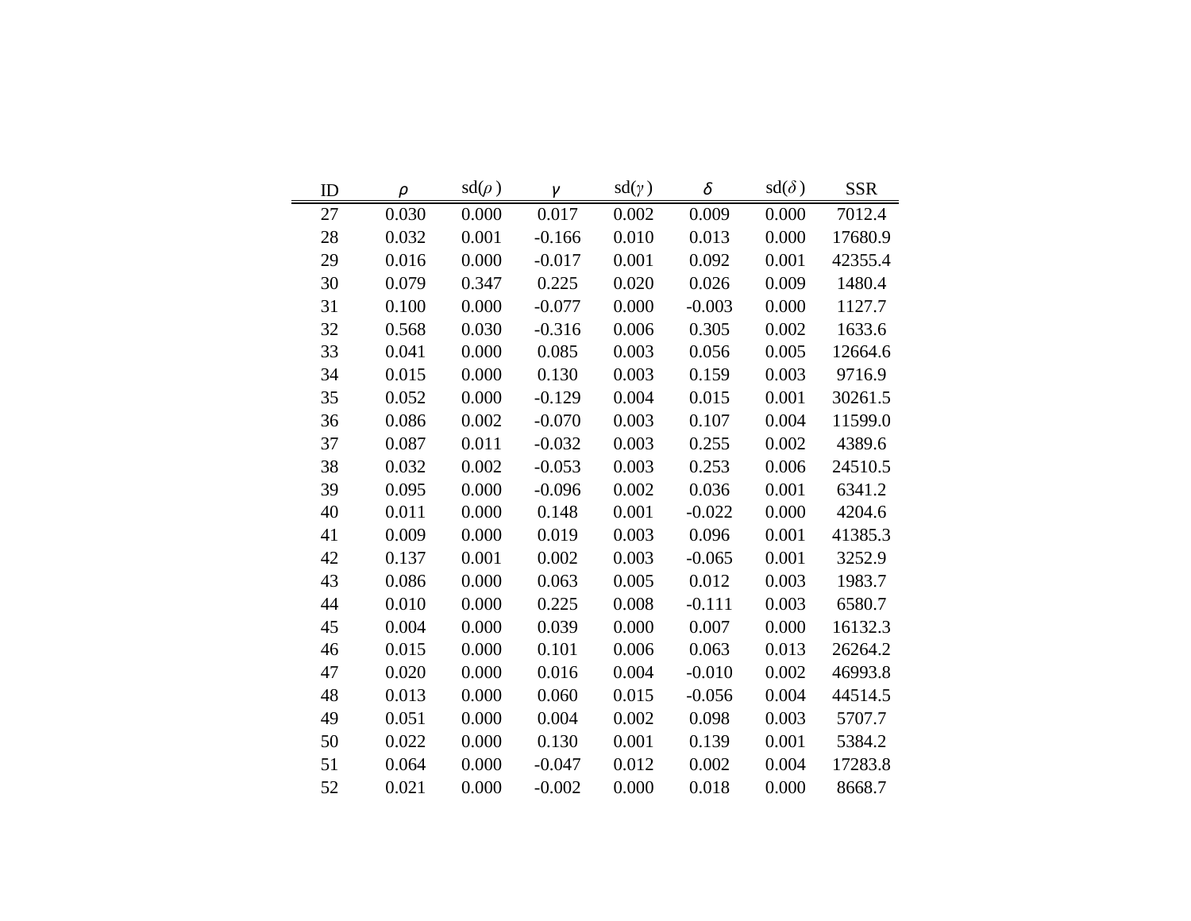| ID | $\rho$ | sd($\rho$ ) | $\gamma$ | sd($\gamma$ ) | $\delta$ | sd($\delta$ ) | SSR |
|---|---|---|---|---|---|---|---|
| 27 | 0.030 | 0.000 | 0.017 | 0.002 | 0.009 | 0.000 | 7012.4 |
| 28 | 0.032 | 0.001 | -0.166 | 0.010 | 0.013 | 0.000 | 17680.9 |
| 29 | 0.016 | 0.000 | -0.017 | 0.001 | 0.092 | 0.001 | 42355.4 |
| 30 | 0.079 | 0.347 | 0.225 | 0.020 | 0.026 | 0.009 | 1480.4 |
| 31 | 0.100 | 0.000 | -0.077 | 0.000 | -0.003 | 0.000 | 1127.7 |
| 32 | 0.568 | 0.030 | -0.316 | 0.006 | 0.305 | 0.002 | 1633.6 |
| 33 | 0.041 | 0.000 | 0.085 | 0.003 | 0.056 | 0.005 | 12664.6 |
| 34 | 0.015 | 0.000 | 0.130 | 0.003 | 0.159 | 0.003 | 9716.9 |
| 35 | 0.052 | 0.000 | -0.129 | 0.004 | 0.015 | 0.001 | 30261.5 |
| 36 | 0.086 | 0.002 | -0.070 | 0.003 | 0.107 | 0.004 | 11599.0 |
| 37 | 0.087 | 0.011 | -0.032 | 0.003 | 0.255 | 0.002 | 4389.6 |
| 38 | 0.032 | 0.002 | -0.053 | 0.003 | 0.253 | 0.006 | 24510.5 |
| 39 | 0.095 | 0.000 | -0.096 | 0.002 | 0.036 | 0.001 | 6341.2 |
| 40 | 0.011 | 0.000 | 0.148 | 0.001 | -0.022 | 0.000 | 4204.6 |
| 41 | 0.009 | 0.000 | 0.019 | 0.003 | 0.096 | 0.001 | 41385.3 |
| 42 | 0.137 | 0.001 | 0.002 | 0.003 | -0.065 | 0.001 | 3252.9 |
| 43 | 0.086 | 0.000 | 0.063 | 0.005 | 0.012 | 0.003 | 1983.7 |
| 44 | 0.010 | 0.000 | 0.225 | 0.008 | -0.111 | 0.003 | 6580.7 |
| 45 | 0.004 | 0.000 | 0.039 | 0.000 | 0.007 | 0.000 | 16132.3 |
| 46 | 0.015 | 0.000 | 0.101 | 0.006 | 0.063 | 0.013 | 26264.2 |
| 47 | 0.020 | 0.000 | 0.016 | 0.004 | -0.010 | 0.002 | 46993.8 |
| 48 | 0.013 | 0.000 | 0.060 | 0.015 | -0.056 | 0.004 | 44514.5 |
| 49 | 0.051 | 0.000 | 0.004 | 0.002 | 0.098 | 0.003 | 5707.7 |
| 50 | 0.022 | 0.000 | 0.130 | 0.001 | 0.139 | 0.001 | 5384.2 |
| 51 | 0.064 | 0.000 | -0.047 | 0.012 | 0.002 | 0.004 | 17283.8 |
| 52 | 0.021 | 0.000 | -0.002 | 0.000 | 0.018 | 0.000 | 8668.7 |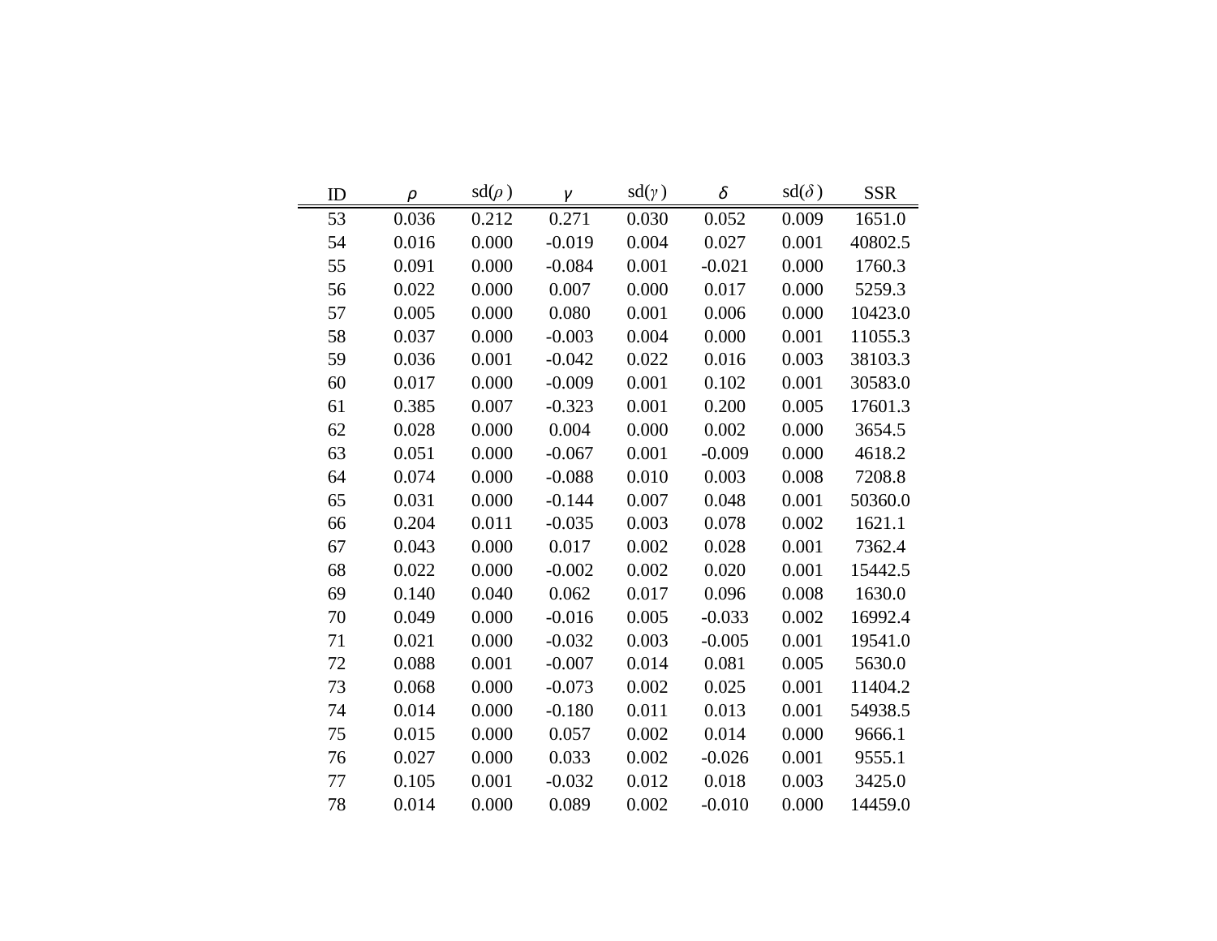| ID | $\rho$ | sd($\rho$ ) | $\gamma$ | sd($\gamma$ ) | $\delta$ | sd($\delta$ ) | SSR |
|---|---|---|---|---|---|---|---|
| 53 | 0.036 | 0.212 | 0.271 | 0.030 | 0.052 | 0.009 | 1651.0 |
| 54 | 0.016 | 0.000 | -0.019 | 0.004 | 0.027 | 0.001 | 40802.5 |
| 55 | 0.091 | 0.000 | -0.084 | 0.001 | -0.021 | 0.000 | 1760.3 |
| 56 | 0.022 | 0.000 | 0.007 | 0.000 | 0.017 | 0.000 | 5259.3 |
| 57 | 0.005 | 0.000 | 0.080 | 0.001 | 0.006 | 0.000 | 10423.0 |
| 58 | 0.037 | 0.000 | -0.003 | 0.004 | 0.000 | 0.001 | 11055.3 |
| 59 | 0.036 | 0.001 | -0.042 | 0.022 | 0.016 | 0.003 | 38103.3 |
| 60 | 0.017 | 0.000 | -0.009 | 0.001 | 0.102 | 0.001 | 30583.0 |
| 61 | 0.385 | 0.007 | -0.323 | 0.001 | 0.200 | 0.005 | 17601.3 |
| 62 | 0.028 | 0.000 | 0.004 | 0.000 | 0.002 | 0.000 | 3654.5 |
| 63 | 0.051 | 0.000 | -0.067 | 0.001 | -0.009 | 0.000 | 4618.2 |
| 64 | 0.074 | 0.000 | -0.088 | 0.010 | 0.003 | 0.008 | 7208.8 |
| 65 | 0.031 | 0.000 | -0.144 | 0.007 | 0.048 | 0.001 | 50360.0 |
| 66 | 0.204 | 0.011 | -0.035 | 0.003 | 0.078 | 0.002 | 1621.1 |
| 67 | 0.043 | 0.000 | 0.017 | 0.002 | 0.028 | 0.001 | 7362.4 |
| 68 | 0.022 | 0.000 | -0.002 | 0.002 | 0.020 | 0.001 | 15442.5 |
| 69 | 0.140 | 0.040 | 0.062 | 0.017 | 0.096 | 0.008 | 1630.0 |
| 70 | 0.049 | 0.000 | -0.016 | 0.005 | -0.033 | 0.002 | 16992.4 |
| 71 | 0.021 | 0.000 | -0.032 | 0.003 | -0.005 | 0.001 | 19541.0 |
| 72 | 0.088 | 0.001 | -0.007 | 0.014 | 0.081 | 0.005 | 5630.0 |
| 73 | 0.068 | 0.000 | -0.073 | 0.002 | 0.025 | 0.001 | 11404.2 |
| 74 | 0.014 | 0.000 | -0.180 | 0.011 | 0.013 | 0.001 | 54938.5 |
| 75 | 0.015 | 0.000 | 0.057 | 0.002 | 0.014 | 0.000 | 9666.1 |
| 76 | 0.027 | 0.000 | 0.033 | 0.002 | -0.026 | 0.001 | 9555.1 |
| 77 | 0.105 | 0.001 | -0.032 | 0.012 | 0.018 | 0.003 | 3425.0 |
| 78 | 0.014 | 0.000 | 0.089 | 0.002 | -0.010 | 0.000 | 14459.0 |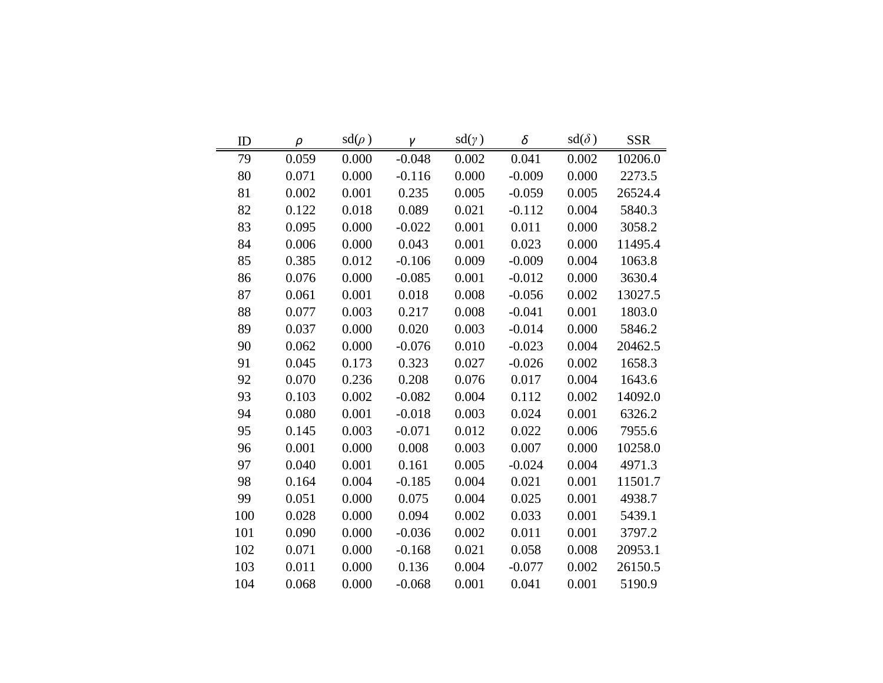| ID | $\rho$ | sd($\rho$) | $\gamma$ | sd($\gamma$) | $\delta$ | sd($\delta$) | SSR |
|---|---|---|---|---|---|---|---|
| 79 | 0.059 | 0.000 | -0.048 | 0.002 | 0.041 | 0.002 | 10206.0 |
| 80 | 0.071 | 0.000 | -0.116 | 0.000 | -0.009 | 0.000 | 2273.5 |
| 81 | 0.002 | 0.001 | 0.235 | 0.005 | -0.059 | 0.005 | 26524.4 |
| 82 | 0.122 | 0.018 | 0.089 | 0.021 | -0.112 | 0.004 | 5840.3 |
| 83 | 0.095 | 0.000 | -0.022 | 0.001 | 0.011 | 0.000 | 3058.2 |
| 84 | 0.006 | 0.000 | 0.043 | 0.001 | 0.023 | 0.000 | 11495.4 |
| 85 | 0.385 | 0.012 | -0.106 | 0.009 | -0.009 | 0.004 | 1063.8 |
| 86 | 0.076 | 0.000 | -0.085 | 0.001 | -0.012 | 0.000 | 3630.4 |
| 87 | 0.061 | 0.001 | 0.018 | 0.008 | -0.056 | 0.002 | 13027.5 |
| 88 | 0.077 | 0.003 | 0.217 | 0.008 | -0.041 | 0.001 | 1803.0 |
| 89 | 0.037 | 0.000 | 0.020 | 0.003 | -0.014 | 0.000 | 5846.2 |
| 90 | 0.062 | 0.000 | -0.076 | 0.010 | -0.023 | 0.004 | 20462.5 |
| 91 | 0.045 | 0.173 | 0.323 | 0.027 | -0.026 | 0.002 | 1658.3 |
| 92 | 0.070 | 0.236 | 0.208 | 0.076 | 0.017 | 0.004 | 1643.6 |
| 93 | 0.103 | 0.002 | -0.082 | 0.004 | 0.112 | 0.002 | 14092.0 |
| 94 | 0.080 | 0.001 | -0.018 | 0.003 | 0.024 | 0.001 | 6326.2 |
| 95 | 0.145 | 0.003 | -0.071 | 0.012 | 0.022 | 0.006 | 7955.6 |
| 96 | 0.001 | 0.000 | 0.008 | 0.003 | 0.007 | 0.000 | 10258.0 |
| 97 | 0.040 | 0.001 | 0.161 | 0.005 | -0.024 | 0.004 | 4971.3 |
| 98 | 0.164 | 0.004 | -0.185 | 0.004 | 0.021 | 0.001 | 11501.7 |
| 99 | 0.051 | 0.000 | 0.075 | 0.004 | 0.025 | 0.001 | 4938.7 |
| 100 | 0.028 | 0.000 | 0.094 | 0.002 | 0.033 | 0.001 | 5439.1 |
| 101 | 0.090 | 0.000 | -0.036 | 0.002 | 0.011 | 0.001 | 3797.2 |
| 102 | 0.071 | 0.000 | -0.168 | 0.021 | 0.058 | 0.008 | 20953.1 |
| 103 | 0.011 | 0.000 | 0.136 | 0.004 | -0.077 | 0.002 | 26150.5 |
| 104 | 0.068 | 0.000 | -0.068 | 0.001 | 0.041 | 0.001 | 5190.9 |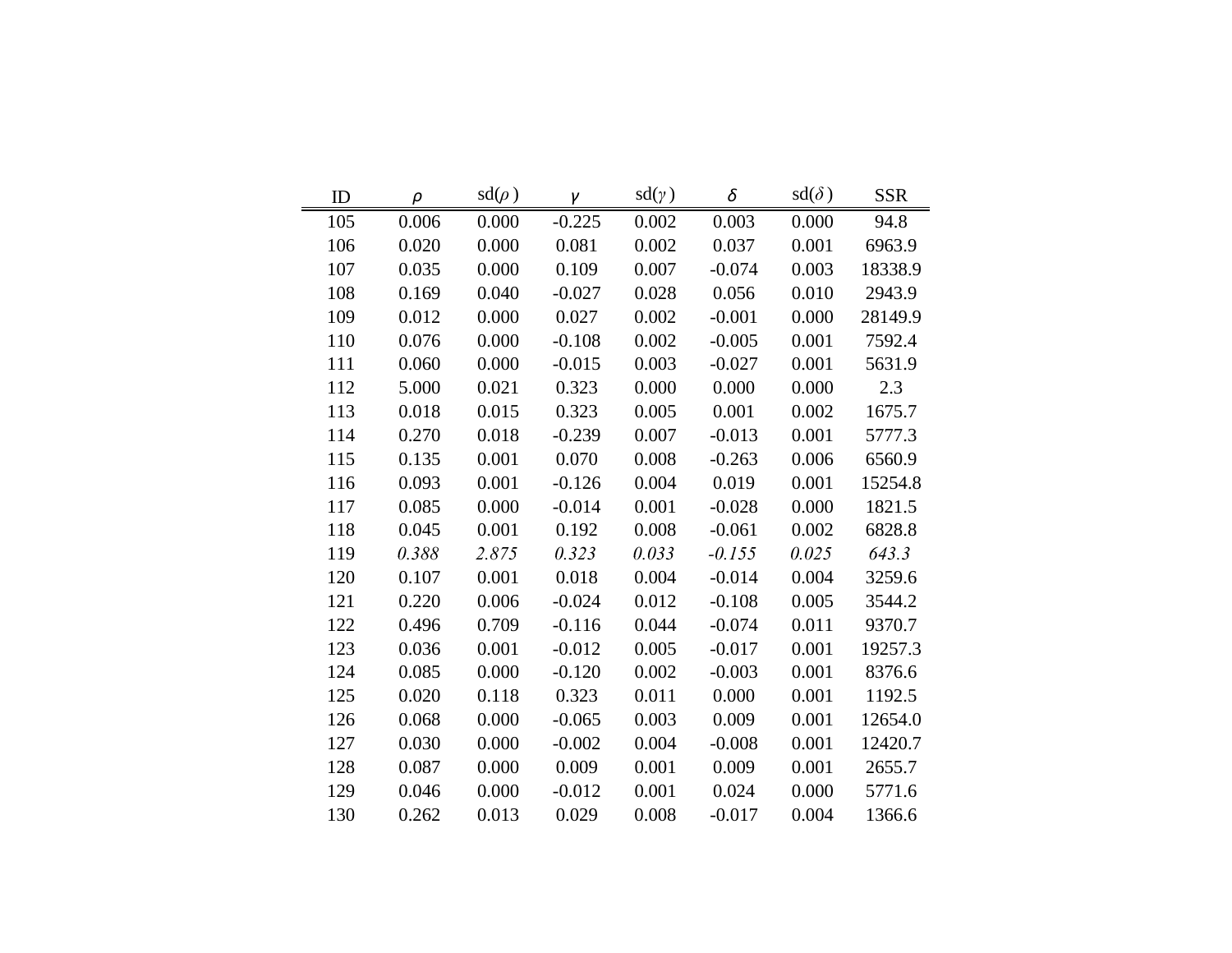| ID | $\rho$ | sd($\rho$) | $\gamma$ | sd($\gamma$) | $\delta$ | sd($\delta$) | SSR |
|---|---|---|---|---|---|---|---|
| 105 | 0.006 | 0.000 | -0.225 | 0.002 | 0.003 | 0.000 | 94.8 |
| 106 | 0.020 | 0.000 | 0.081 | 0.002 | 0.037 | 0.001 | 6963.9 |
| 107 | 0.035 | 0.000 | 0.109 | 0.007 | -0.074 | 0.003 | 18338.9 |
| 108 | 0.169 | 0.040 | -0.027 | 0.028 | 0.056 | 0.010 | 2943.9 |
| 109 | 0.012 | 0.000 | 0.027 | 0.002 | -0.001 | 0.000 | 28149.9 |
| 110 | 0.076 | 0.000 | -0.108 | 0.002 | -0.005 | 0.001 | 7592.4 |
| 111 | 0.060 | 0.000 | -0.015 | 0.003 | -0.027 | 0.001 | 5631.9 |
| 112 | 5.000 | 0.021 | 0.323 | 0.000 | 0.000 | 0.000 | 2.3 |
| 113 | 0.018 | 0.015 | 0.323 | 0.005 | 0.001 | 0.002 | 1675.7 |
| 114 | 0.270 | 0.018 | -0.239 | 0.007 | -0.013 | 0.001 | 5777.3 |
| 115 | 0.135 | 0.001 | 0.070 | 0.008 | -0.263 | 0.006 | 6560.9 |
| 116 | 0.093 | 0.001 | -0.126 | 0.004 | 0.019 | 0.001 | 15254.8 |
| 117 | 0.085 | 0.000 | -0.014 | 0.001 | -0.028 | 0.000 | 1821.5 |
| 118 | 0.045 | 0.001 | 0.192 | 0.008 | -0.061 | 0.002 | 6828.8 |
| 119 | *0.388* | *2.875* | *0.323* | *0.033* | *-0.155* | *0.025* | *643.3* |
| 120 | 0.107 | 0.001 | 0.018 | 0.004 | -0.014 | 0.004 | 3259.6 |
| 121 | 0.220 | 0.006 | -0.024 | 0.012 | -0.108 | 0.005 | 3544.2 |
| 122 | 0.496 | 0.709 | -0.116 | 0.044 | -0.074 | 0.011 | 9370.7 |
| 123 | 0.036 | 0.001 | -0.012 | 0.005 | -0.017 | 0.001 | 19257.3 |
| 124 | 0.085 | 0.000 | -0.120 | 0.002 | -0.003 | 0.001 | 8376.6 |
| 125 | 0.020 | 0.118 | 0.323 | 0.011 | 0.000 | 0.001 | 1192.5 |
| 126 | 0.068 | 0.000 | -0.065 | 0.003 | 0.009 | 0.001 | 12654.0 |
| 127 | 0.030 | 0.000 | -0.002 | 0.004 | -0.008 | 0.001 | 12420.7 |
| 128 | 0.087 | 0.000 | 0.009 | 0.001 | 0.009 | 0.001 | 2655.7 |
| 129 | 0.046 | 0.000 | -0.012 | 0.001 | 0.024 | 0.000 | 5771.6 |
| 130 | 0.262 | 0.013 | 0.029 | 0.008 | -0.017 | 0.004 | 1366.6 |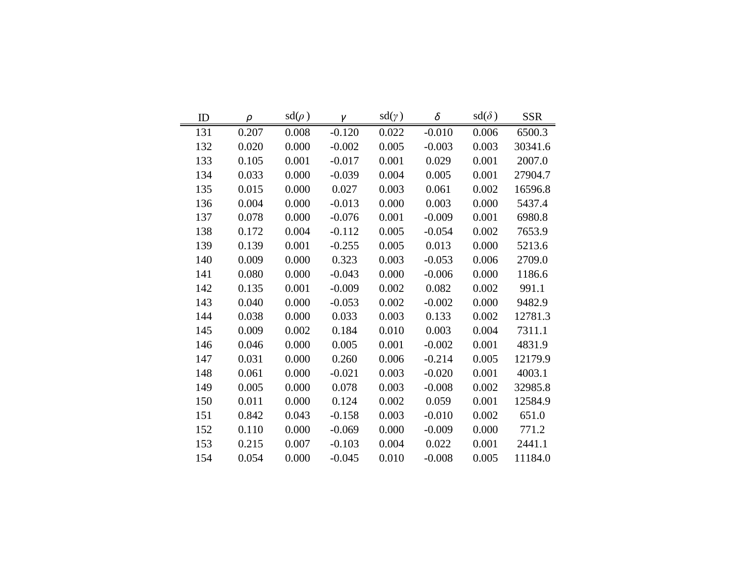| ID | $\rho$ | sd($\rho$) | $\gamma$ | sd($\gamma$) | $\delta$ | sd($\delta$) | SSR |
|---|---|---|---|---|---|---|---|
| 131 | 0.207 | 0.008 | -0.120 | 0.022 | -0.010 | 0.006 | 6500.3 |
| 132 | 0.020 | 0.000 | -0.002 | 0.005 | -0.003 | 0.003 | 30341.6 |
| 133 | 0.105 | 0.001 | -0.017 | 0.001 | 0.029 | 0.001 | 2007.0 |
| 134 | 0.033 | 0.000 | -0.039 | 0.004 | 0.005 | 0.001 | 27904.7 |
| 135 | 0.015 | 0.000 | 0.027 | 0.003 | 0.061 | 0.002 | 16596.8 |
| 136 | 0.004 | 0.000 | -0.013 | 0.000 | 0.003 | 0.000 | 5437.4 |
| 137 | 0.078 | 0.000 | -0.076 | 0.001 | -0.009 | 0.001 | 6980.8 |
| 138 | 0.172 | 0.004 | -0.112 | 0.005 | -0.054 | 0.002 | 7653.9 |
| 139 | 0.139 | 0.001 | -0.255 | 0.005 | 0.013 | 0.000 | 5213.6 |
| 140 | 0.009 | 0.000 | 0.323 | 0.003 | -0.053 | 0.006 | 2709.0 |
| 141 | 0.080 | 0.000 | -0.043 | 0.000 | -0.006 | 0.000 | 1186.6 |
| 142 | 0.135 | 0.001 | -0.009 | 0.002 | 0.082 | 0.002 | 991.1 |
| 143 | 0.040 | 0.000 | -0.053 | 0.002 | -0.002 | 0.000 | 9482.9 |
| 144 | 0.038 | 0.000 | 0.033 | 0.003 | 0.133 | 0.002 | 12781.3 |
| 145 | 0.009 | 0.002 | 0.184 | 0.010 | 0.003 | 0.004 | 7311.1 |
| 146 | 0.046 | 0.000 | 0.005 | 0.001 | -0.002 | 0.001 | 4831.9 |
| 147 | 0.031 | 0.000 | 0.260 | 0.006 | -0.214 | 0.005 | 12179.9 |
| 148 | 0.061 | 0.000 | -0.021 | 0.003 | -0.020 | 0.001 | 4003.1 |
| 149 | 0.005 | 0.000 | 0.078 | 0.003 | -0.008 | 0.002 | 32985.8 |
| 150 | 0.011 | 0.000 | 0.124 | 0.002 | 0.059 | 0.001 | 12584.9 |
| 151 | 0.842 | 0.043 | -0.158 | 0.003 | -0.010 | 0.002 | 651.0 |
| 152 | 0.110 | 0.000 | -0.069 | 0.000 | -0.009 | 0.000 | 771.2 |
| 153 | 0.215 | 0.007 | -0.103 | 0.004 | 0.022 | 0.001 | 2441.1 |
| 154 | 0.054 | 0.000 | -0.045 | 0.010 | -0.008 | 0.005 | 11184.0 |